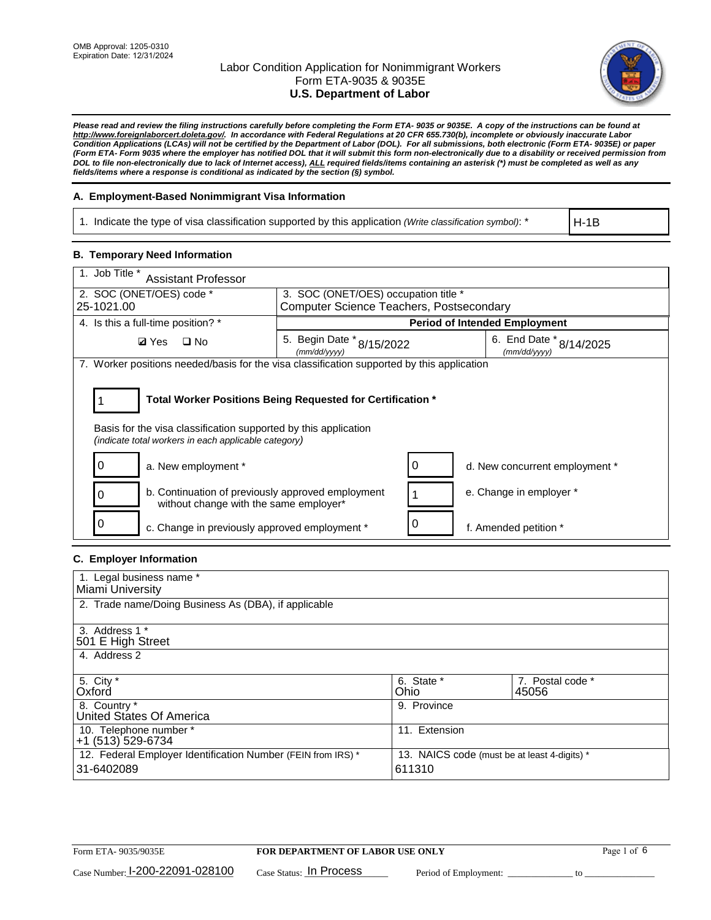OMB Approval: 1205-0310
Expiration Date: 12/31/2024

# Labor Condition Application for Nonimmigrant Workers
## Form ETA-9035 & 9035E
## U.S. Department of Labor

***Please read and review the filing instructions carefully before completing the Form ETA- 9035 or 9035E. A copy of the instructions can be found at http://www.foreignlaborcert.doleta.gov/. In accordance with Federal Regulations at 20 CFR 655.730(b), incomplete or obviously inaccurate Labor Condition Applications (LCAs) will not be certified by the Department of Labor (DOL). For all submissions, both electronic (Form ETA- 9035E) or paper (Form ETA- Form 9035 where the employer has notified DOL that it will submit this form non-electronically due to a disability or received permission from DOL to file non-electronically due to lack of Internet access), ALL required fields/items containing an asterisk (*) must be completed as well as any fields/items where a response is conditional as indicated by the section (§) symbol.***

### A. Employment-Based Nonimmigrant Visa Information

| 1. Indicate the type of visa classification supported by this application *(Write classification symbol)*: * | H-1B |
|---|---|

### B. Temporary Need Information

| 1. Job Title * Assistant Professor | | |
|---|---|---|
| 2. SOC (ONET/OES) code * 25-1021.00 | 3. SOC (ONET/OES) occupation title * Computer Science Teachers, Postsecondary | |
| 4. Is this a full-time position? * | **Period of Intended Employment** | |
| ☑ Yes ☐ No | 5. Begin Date * *(mm/dd/yyyy)* 8/15/2022 | 6. End Date * *(mm/dd/yyyy)* 8/14/2025 |

7. Worker positions needed/basis for the visa classification supported by this application

**1** — **Total Worker Positions Being Requested for Certification ***

Basis for the visa classification supported by this application
*(indicate total workers in each applicable category)*

| Count | Category | Count | Category |
|---|---|---|---|
| 0 | a. New employment * | 0 | d. New concurrent employment * |
| 0 | b. Continuation of previously approved employment without change with the same employer* | 1 | e. Change in employer * |
| 0 | c. Change in previously approved employment * | 0 | f. Amended petition * |

### C. Employer Information

| 1. Legal business name * Miami University | | |
|---|---|---|
| 2. Trade name/Doing Business As (DBA), if applicable | | |
| 3. Address 1 * 501 E High Street | | |
| 4. Address 2 | | |
| 5. City * Oxford | 6. State * Ohio | 7. Postal code * 45056 |
| 8. Country * United States Of America | 9. Province | |
| 10. Telephone number * +1 (513) 529-6734 | 11. Extension | |
| 12. Federal Employer Identification Number (FEIN from IRS) * 31-6402089 | 13. NAICS code (must be at least 4-digits) * 611310 | |

Form ETA- 9035/9035E — **FOR DEPARTMENT OF LABOR USE ONLY**

Case Number: I-200-22091-028100 Case Status: In Process Period of Employment: _____________ to _______________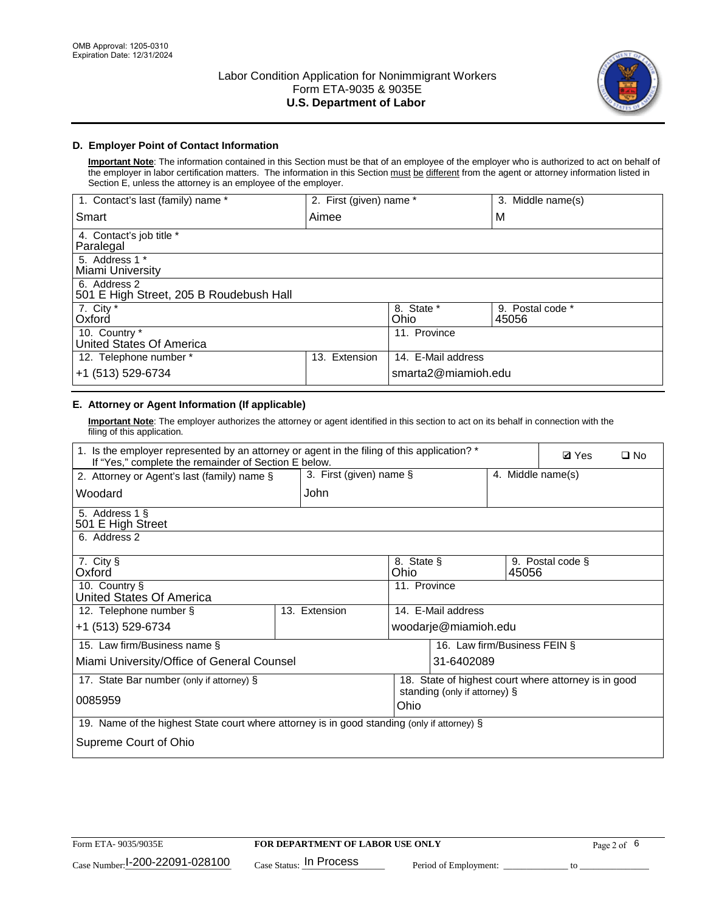OMB Approval: 1205-0310
Expiration Date: 12/31/2024

# Labor Condition Application for Nonimmigrant Workers
## Form ETA-9035 & 9035E
## U.S. Department of Labor

### D. Employer Point of Contact Information

**Important Note**: The information contained in this Section must be that of an employee of the employer who is authorized to act on behalf of the employer in labor certification matters. The information in this Section must be different from the agent or attorney information listed in Section E, unless the attorney is an employee of the employer.

| 1. Contact's last (family) name * | 2. First (given) name * | 3. Middle name(s) |
|---|---|---|
| Smart | Aimee | M |
| 4. Contact's job title * Paralegal | | |
| 5. Address 1 * Miami University | | |
| 6. Address 2 501 E High Street, 205 B Roudebush Hall | | |
| 7. City * Oxford | 8. State * Ohio | 9. Postal code * 45056 |
| 10. Country * United States Of America | 11. Province | |
| 12. Telephone number * +1 (513) 529-6734 | 13. Extension | 14. E-Mail address smarta2@miamioh.edu |

### E. Attorney or Agent Information (If applicable)

**Important Note**: The employer authorizes the attorney or agent identified in this section to act on its behalf in connection with the filing of this application.

| 1. Is the employer represented by an attorney or agent in the filing of this application? * If "Yes," complete the remainder of Section E below. | ☑ Yes ☐ No | |
|---|---|---|
| 2. Attorney or Agent's last (family) name § Woodard | 3. First (given) name § John | 4. Middle name(s) |
| 5. Address 1 § 501 E High Street | | |
| 6. Address 2 | | |
| 7. City § Oxford | 8. State § Ohio | 9. Postal code § 45056 |
| 10. Country § United States Of America | 11. Province | |
| 12. Telephone number § +1 (513) 529-6734 | 13. Extension | 14. E-Mail address woodarje@miamioh.edu |
| 15. Law firm/Business name § Miami University/Office of General Counsel | | 16. Law firm/Business FEIN § 31-6402089 |
| 17. State Bar number (only if attorney) § 0085959 | | 18. State of highest court where attorney is in good standing (only if attorney) § Ohio |
| 19. Name of the highest State court where attorney is in good standing (only if attorney) § Supreme Court of Ohio | | |

Form ETA- 9035/9035E | **FOR DEPARTMENT OF LABOR USE ONLY**

Case Number: I-200-22091-028100 Case Status: In Process Period of Employment: _____________ to _______________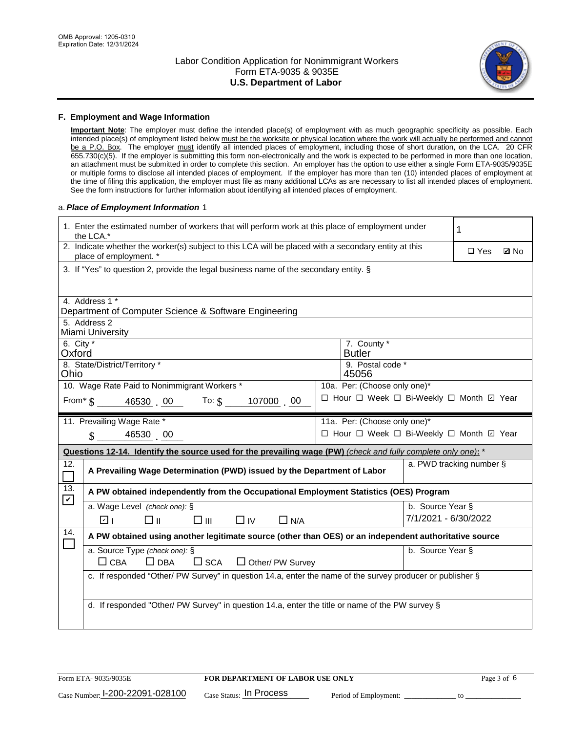## F. Employment and Wage Information

**Important Note**: The employer must define the intended place(s) of employment with as much geographic specificity as possible. Each intended place(s) of employment listed below must be the worksite or physical location where the work will actually be performed and cannot be a P.O. Box. The employer must identify all intended places of employment, including those of short duration, on the LCA. 20 CFR 655.730(c)(5). If the employer is submitting this form non-electronically and the work is expected to be performed in more than one location, an attachment must be submitted in order to complete this section. An employer has the option to use either a single Form ETA-9035/9035E or multiple forms to disclose all intended places of employment. If the employer has more than ten (10) intended places of employment at the time of filing this application, the employer must file as many additional LCAs as are necessary to list all intended places of employment. See the form instructions for further information about identifying all intended places of employment.

a. *Place of Employment Information* 1

| | |
|---|---|
| 1. Enter the estimated number of workers that will perform work at this place of employment under the LCA.* | 1 |
| 2. Indicate whether the worker(s) subject to this LCA will be placed with a secondary entity at this place of employment. * | ☐ Yes ☑ No |
| 3. If "Yes" to question 2, provide the legal business name of the secondary entity. § | |
| 4. Address 1 * Department of Computer Science & Software Engineering | |
| 5. Address 2 Miami University | |
| 6. City * Oxford | 7. County * Butler |
| 8. State/District/Territory * Ohio | 9. Postal code * 45056 |
| 10. Wage Rate Paid to Nonimmigrant Workers * From* $ 46530 . 00 To: $ 107000 . 00 | 10a. Per: (Choose only one)* ☐ Hour ☐ Week ☐ Bi-Weekly ☐ Month ☑ Year |
| 11. Prevailing Wage Rate * $ 46530 . 00 | 11a. Per: (Choose only one)* ☐ Hour ☐ Week ☐ Bi-Weekly ☐ Month ☑ Year |

**Questions 12-14. Identify the source used for the prevailing wage (PW)** *(check and fully complete only one)*: *

| | | |
|---|---|---|
| 12. ☐ | A Prevailing Wage Determination (PWD) issued by the Department of Labor | a. PWD tracking number § |
| 13. ☑ | A PW obtained independently from the Occupational Employment Statistics (OES) Program | |
| | a. Wage Level *(check one)*: § ☑ I ☐ II ☐ III ☐ IV ☐ N/A | b. Source Year § 7/1/2021 - 6/30/2022 |
| 14. ☐ | A PW obtained using another legitimate source (other than OES) or an independent authoritative source | |
| | a. Source Type *(check one)*: § ☐ CBA ☐ DBA ☐ SCA ☐ Other/ PW Survey | b. Source Year § |
| | c. If responded "Other/ PW Survey" in question 14.a, enter the name of the survey producer or publisher § | |
| | d. If responded "Other/ PW Survey" in question 14.a, enter the title or name of the PW survey § | |

Form ETA- 9035/9035E | FOR DEPARTMENT OF LABOR USE ONLY

Case Number: I-200-22091-028100 Case Status: In Process Period of Employment: ______________ to ______________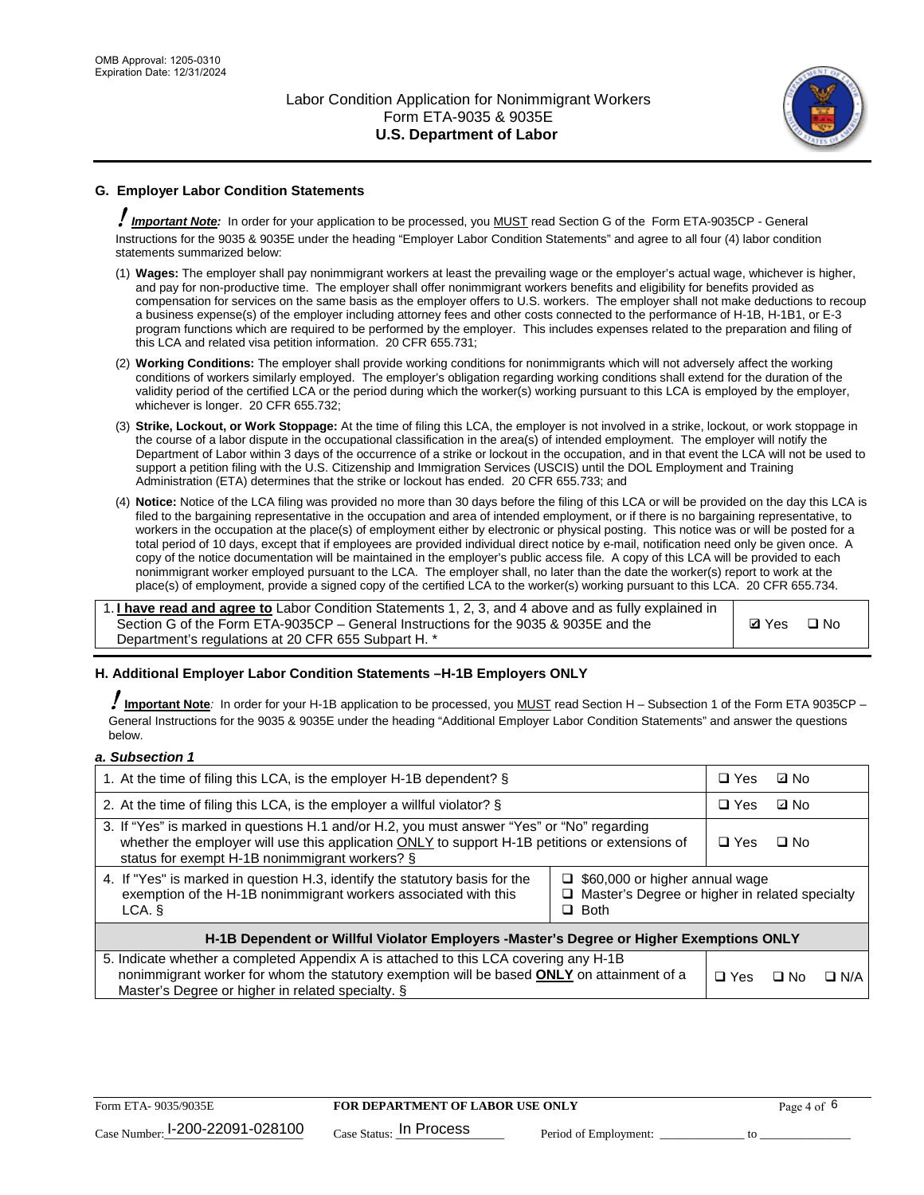## G. Employer Labor Condition Statements

! ***Important Note:*** In order for your application to be processed, you MUST read Section G of the Form ETA-9035CP - General Instructions for the 9035 & 9035E under the heading "Employer Labor Condition Statements" and agree to all four (4) labor condition statements summarized below:

(1) **Wages:** The employer shall pay nonimmigrant workers at least the prevailing wage or the employer's actual wage, whichever is higher, and pay for non-productive time. The employer shall offer nonimmigrant workers benefits and eligibility for benefits provided as compensation for services on the same basis as the employer offers to U.S. workers. The employer shall not make deductions to recoup a business expense(s) of the employer including attorney fees and other costs connected to the performance of H-1B, H-1B1, or E-3 program functions which are required to be performed by the employer. This includes expenses related to the preparation and filing of this LCA and related visa petition information. 20 CFR 655.731;

(2) **Working Conditions:** The employer shall provide working conditions for nonimmigrants which will not adversely affect the working conditions of workers similarly employed. The employer's obligation regarding working conditions shall extend for the duration of the validity period of the certified LCA or the period during which the worker(s) working pursuant to this LCA is employed by the employer, whichever is longer. 20 CFR 655.732;

(3) **Strike, Lockout, or Work Stoppage:** At the time of filing this LCA, the employer is not involved in a strike, lockout, or work stoppage in the course of a labor dispute in the occupational classification in the area(s) of intended employment. The employer will notify the Department of Labor within 3 days of the occurrence of a strike or lockout in the occupation, and in that event the LCA will not be used to support a petition filing with the U.S. Citizenship and Immigration Services (USCIS) until the DOL Employment and Training Administration (ETA) determines that the strike or lockout has ended. 20 CFR 655.733; and

(4) **Notice:** Notice of the LCA filing was provided no more than 30 days before the filing of this LCA or will be provided on the day this LCA is filed to the bargaining representative in the occupation and area of intended employment, or if there is no bargaining representative, to workers in the occupation at the place(s) of employment either by electronic or physical posting. This notice was or will be posted for a total period of 10 days, except that if employees are provided individual direct notice by e-mail, notification need only be given once. A copy of the notice documentation will be maintained in the employer's public access file. A copy of this LCA will be provided to each nonimmigrant worker employed pursuant to the LCA. The employer shall, no later than the date the worker(s) report to work at the place(s) of employment, provide a signed copy of the certified LCA to the worker(s) working pursuant to this LCA. 20 CFR 655.734.

| 1. **I have read and agree to** Labor Condition Statements 1, 2, 3, and 4 above and as fully explained in Section G of the Form ETA-9035CP – General Instructions for the 9035 & 9035E and the Department's regulations at 20 CFR 655 Subpart H. * | ☑ Yes ☐ No |
|---|---|

## H. Additional Employer Labor Condition Statements –H-1B Employers ONLY

! **Important Note**: In order for your H-1B application to be processed, you MUST read Section H – Subsection 1 of the Form ETA 9035CP – General Instructions for the 9035 & 9035E under the heading "Additional Employer Labor Condition Statements" and answer the questions below.

*a. Subsection 1*

| 1. At the time of filing this LCA, is the employer H-1B dependent? § | | ☐ Yes ☑ No |
|---|---|---|
| 2. At the time of filing this LCA, is the employer a willful violator? § | | ☐ Yes ☑ No |
| 3. If "Yes" is marked in questions H.1 and/or H.2, you must answer "Yes" or "No" regarding whether the employer will use this application ONLY to support H-1B petitions or extensions of status for exempt H-1B nonimmigrant workers? § | | ☐ Yes ☐ No |
| 4. If "Yes" is marked in question H.3, identify the statutory basis for the exemption of the H-1B nonimmigrant workers associated with this LCA. § | ☐ $60,000 or higher annual wage<br>☐ Master's Degree or higher in related specialty<br>☐ Both | |
| **H-1B Dependent or Willful Violator Employers -Master's Degree or Higher Exemptions ONLY** | | |
| 5. Indicate whether a completed Appendix A is attached to this LCA covering any H-1B nonimmigrant worker for whom the statutory exemption will be based **ONLY** on attainment of a Master's Degree or higher in related specialty. § | | ☐ Yes ☐ No ☐ N/A |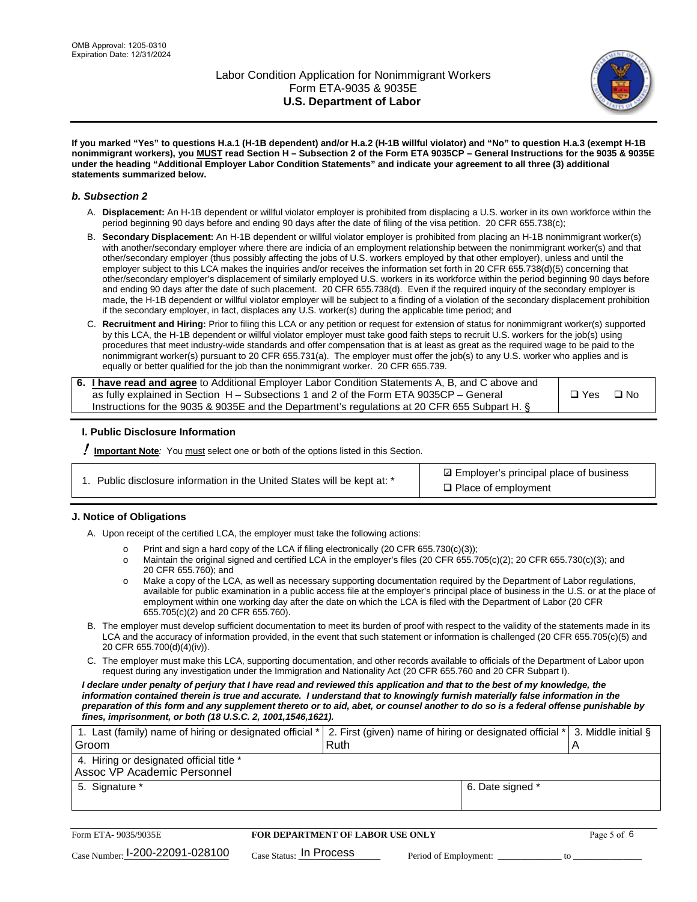OMB Approval: 1205-0310
Expiration Date: 12/31/2024

# Labor Condition Application for Nonimmigrant Workers
## Form ETA-9035 & 9035E
## U.S. Department of Labor

**If you marked "Yes" to questions H.a.1 (H-1B dependent) and/or H.a.2 (H-1B willful violator) and "No" to question H.a.3 (exempt H-1B nonimmigrant workers), you MUST read Section H – Subsection 2 of the Form ETA 9035CP – General Instructions for the 9035 & 9035E under the heading "Additional Employer Labor Condition Statements" and indicate your agreement to all three (3) additional statements summarized below.**

### *b. Subsection 2*

A. **Displacement:** An H-1B dependent or willful violator employer is prohibited from displacing a U.S. worker in its own workforce within the period beginning 90 days before and ending 90 days after the date of filing of the visa petition. 20 CFR 655.738(c);

B. **Secondary Displacement:** An H-1B dependent or willful violator employer is prohibited from placing an H-1B nonimmigrant worker(s) with another/secondary employer where there are indicia of an employment relationship between the nonimmigrant worker(s) and that other/secondary employer (thus possibly affecting the jobs of U.S. workers employed by that other employer), unless and until the employer subject to this LCA makes the inquiries and/or receives the information set forth in 20 CFR 655.738(d)(5) concerning that other/secondary employer's displacement of similarly employed U.S. workers in its workforce within the period beginning 90 days before and ending 90 days after the date of such placement. 20 CFR 655.738(d). Even if the required inquiry of the secondary employer is made, the H-1B dependent or willful violator employer will be subject to a finding of a violation of the secondary displacement prohibition if the secondary employer, in fact, displaces any U.S. worker(s) during the applicable time period; and

C. **Recruitment and Hiring:** Prior to filing this LCA or any petition or request for extension of status for nonimmigrant worker(s) supported by this LCA, the H-1B dependent or willful violator employer must take good faith steps to recruit U.S. workers for the job(s) using procedures that meet industry-wide standards and offer compensation that is at least as great as the required wage to be paid to the nonimmigrant worker(s) pursuant to 20 CFR 655.731(a). The employer must offer the job(s) to any U.S. worker who applies and is equally or better qualified for the job than the nonimmigrant worker. 20 CFR 655.739.

| 6. **I have read and agree** to Additional Employer Labor Condition Statements A, B, and C above and as fully explained in Section H – Subsections 1 and 2 of the Form ETA 9035CP – General Instructions for the 9035 & 9035E and the Department's regulations at 20 CFR 655 Subpart H. § | ❑ Yes ❑ No |
|---|---|

### I. Public Disclosure Information

**! Important Note**: You must select one or both of the options listed in this Section.

| 1. Public disclosure information in the United States will be kept at: * | ☑ Employer's principal place of business<br>❑ Place of employment |
|---|---|

### J. Notice of Obligations

A. Upon receipt of the certified LCA, the employer must take the following actions:

- o Print and sign a hard copy of the LCA if filing electronically (20 CFR 655.730(c)(3));
- o Maintain the original signed and certified LCA in the employer's files (20 CFR 655.705(c)(2); 20 CFR 655.730(c)(3); and 20 CFR 655.760); and
- o Make a copy of the LCA, as well as necessary supporting documentation required by the Department of Labor regulations, available for public examination in a public access file at the employer's principal place of business in the U.S. or at the place of employment within one working day after the date on which the LCA is filed with the Department of Labor (20 CFR 655.705(c)(2) and 20 CFR 655.760).

B. The employer must develop sufficient documentation to meet its burden of proof with respect to the validity of the statements made in its LCA and the accuracy of information provided, in the event that such statement or information is challenged (20 CFR 655.705(c)(5) and 20 CFR 655.700(d)(4)(iv)).

C. The employer must make this LCA, supporting documentation, and other records available to officials of the Department of Labor upon request during any investigation under the Immigration and Nationality Act (20 CFR 655.760 and 20 CFR Subpart I).

***I declare under penalty of perjury that I have read and reviewed this application and that to the best of my knowledge, the information contained therein is true and accurate. I understand that to knowingly furnish materially false information in the preparation of this form and any supplement thereto or to aid, abet, or counsel another to do so is a federal offense punishable by fines, imprisonment, or both (18 U.S.C. 2, 1001,1546,1621).***

| 1. Last (family) name of hiring or designated official *<br>Groom | 2. First (given) name of hiring or designated official *<br>Ruth | 3. Middle initial §<br>A |
|---|---|---|
| 4. Hiring or designated official title *<br>Assoc VP Academic Personnel | | |
| 5. Signature * | 6. Date signed * | |

Form ETA- 9035/9035E | **FOR DEPARTMENT OF LABOR USE ONLY**

Case Number: I-200-22091-028100 Case Status: In Process Period of Employment: _____________ to _____________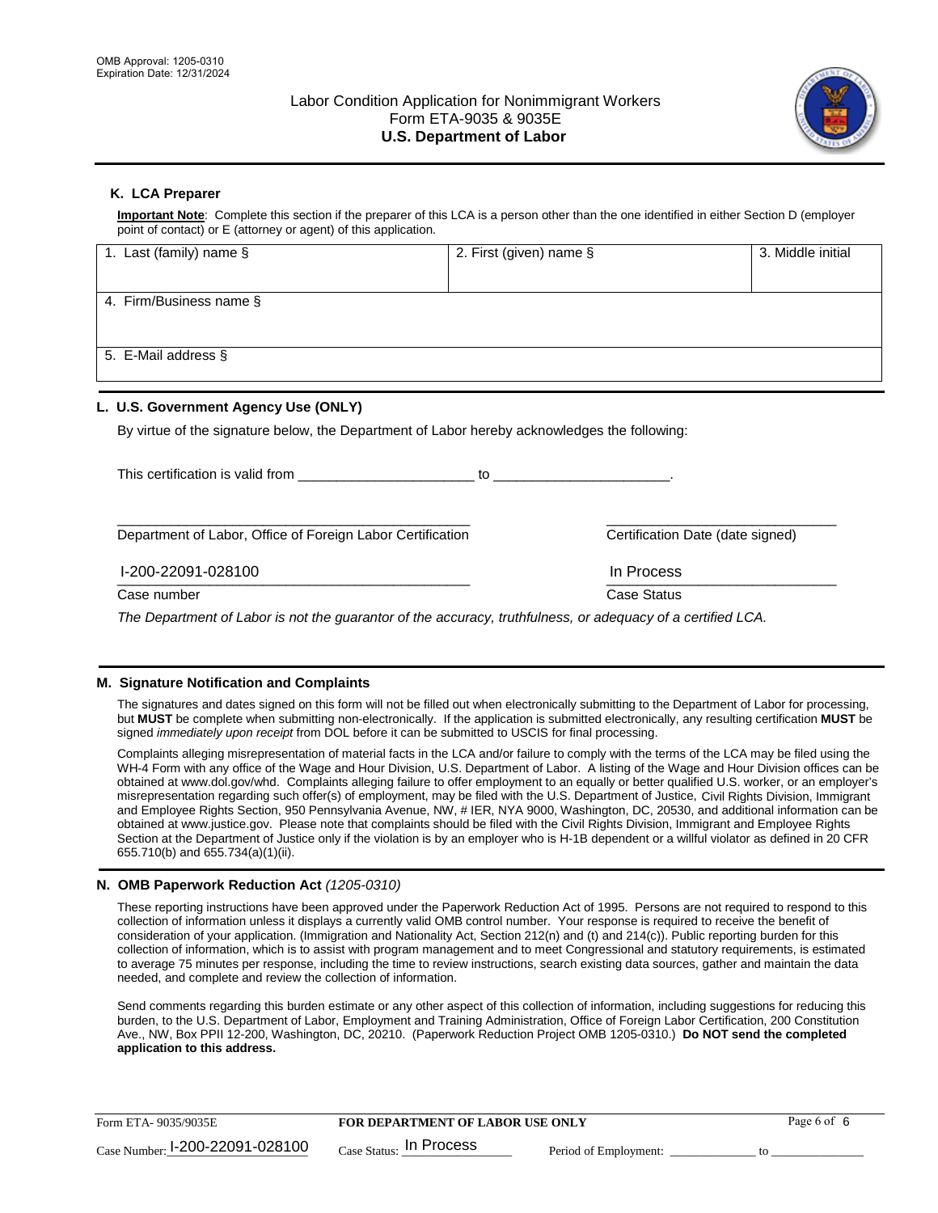OMB Approval: 1205-0310
Expiration Date: 12/31/2024

# Labor Condition Application for Nonimmigrant Workers
# Form ETA-9035 & 9035E
# U.S. Department of Labor

## K. LCA Preparer

**Important Note**: Complete this section if the preparer of this LCA is a person other than the one identified in either Section D (employer point of contact) or E (attorney or agent) of this application.

| 1. Last (family) name § | 2. First (given) name § | 3. Middle initial |
|---|---|---|
| 4. Firm/Business name § | | |
| 5. E-Mail address § | | |

## L. U.S. Government Agency Use (ONLY)

By virtue of the signature below, the Department of Labor hereby acknowledges the following:

This certification is valid from \_\_\_\_\_\_\_\_\_\_\_\_\_\_\_\_\_\_\_\_\_\_ to \_\_\_\_\_\_\_\_\_\_\_\_\_\_\_\_\_\_\_\_\_\_.

Department of Labor, Office of Foreign Labor Certification

Certification Date (date signed)

I-200-22091-028100
Case number

In Process
Case Status

*The Department of Labor is not the guarantor of the accuracy, truthfulness, or adequacy of a certified LCA.*

## M. Signature Notification and Complaints

The signatures and dates signed on this form will not be filled out when electronically submitting to the Department of Labor for processing, but **MUST** be complete when submitting non-electronically. If the application is submitted electronically, any resulting certification **MUST** be signed *immediately upon receipt* from DOL before it can be submitted to USCIS for final processing.

Complaints alleging misrepresentation of material facts in the LCA and/or failure to comply with the terms of the LCA may be filed using the WH-4 Form with any office of the Wage and Hour Division, U.S. Department of Labor. A listing of the Wage and Hour Division offices can be obtained at www.dol.gov/whd. Complaints alleging failure to offer employment to an equally or better qualified U.S. worker, or an employer's misrepresentation regarding such offer(s) of employment, may be filed with the U.S. Department of Justice, Civil Rights Division, Immigrant and Employee Rights Section, 950 Pennsylvania Avenue, NW, # IER, NYA 9000, Washington, DC, 20530, and additional information can be obtained at www.justice.gov. Please note that complaints should be filed with the Civil Rights Division, Immigrant and Employee Rights Section at the Department of Justice only if the violation is by an employer who is H-1B dependent or a willful violator as defined in 20 CFR 655.710(b) and 655.734(a)(1)(ii).

## N. OMB Paperwork Reduction Act *(1205-0310)*

These reporting instructions have been approved under the Paperwork Reduction Act of 1995. Persons are not required to respond to this collection of information unless it displays a currently valid OMB control number. Your response is required to receive the benefit of consideration of your application. (Immigration and Nationality Act, Section 212(n) and (t) and 214(c)). Public reporting burden for this collection of information, which is to assist with program management and to meet Congressional and statutory requirements, is estimated to average 75 minutes per response, including the time to review instructions, search existing data sources, gather and maintain the data needed, and complete and review the collection of information.

Send comments regarding this burden estimate or any other aspect of this collection of information, including suggestions for reducing this burden, to the U.S. Department of Labor, Employment and Training Administration, Office of Foreign Labor Certification, 200 Constitution Ave., NW, Box PPII 12-200, Washington, DC, 20210. (Paperwork Reduction Project OMB 1205-0310.) **Do NOT send the completed application to this address.**

Form ETA- 9035/9035E | **FOR DEPARTMENT OF LABOR USE ONLY**

Case Number: I-200-22091-028100 Case Status: In Process Period of Employment: \_\_\_\_\_\_\_\_\_\_\_\_\_ to \_\_\_\_\_\_\_\_\_\_\_\_\_\_